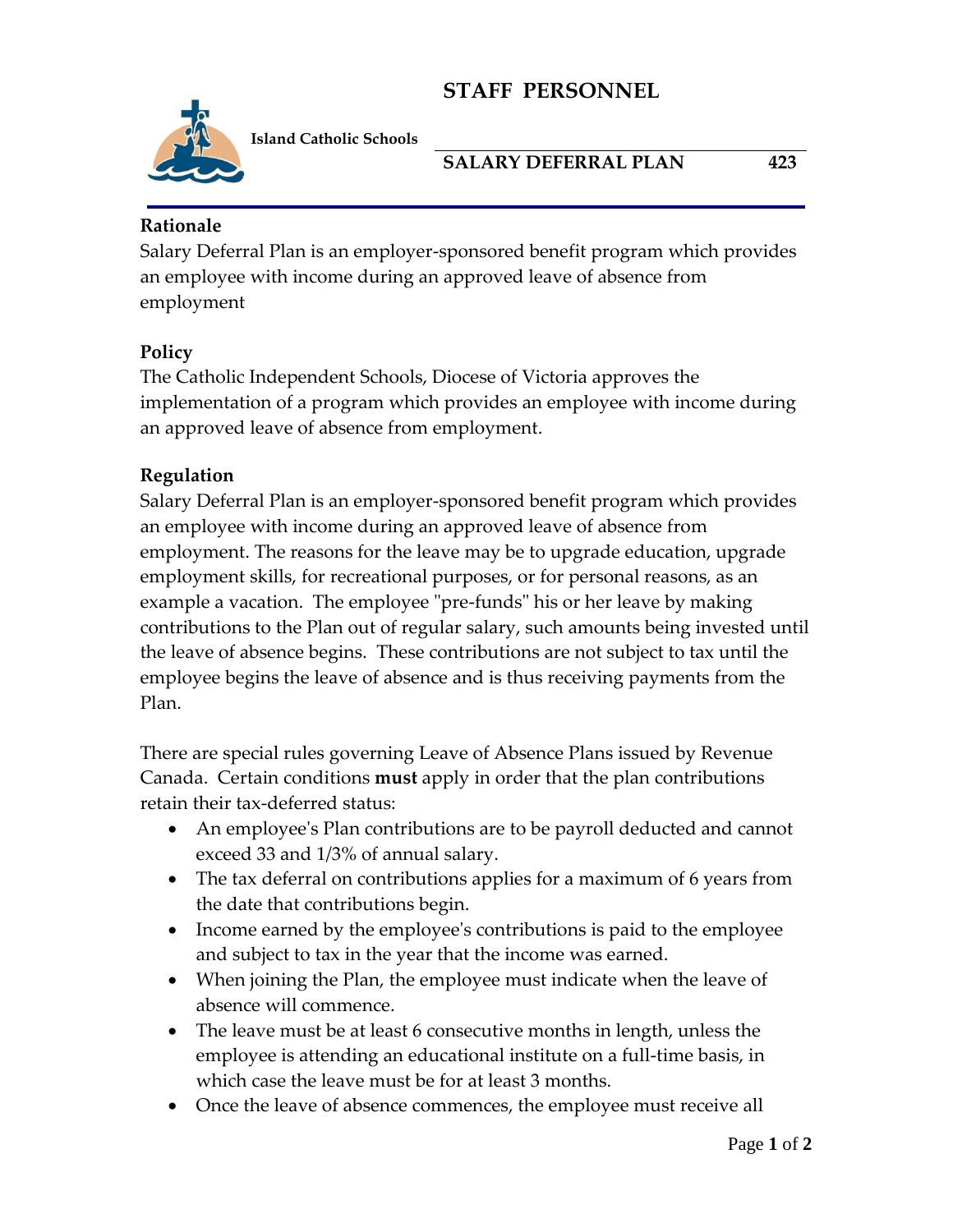# STAFF PERSONNEL

**Island Catholic Schools**

## SALARY DEFERRAL PLAN 423

**Rationale**

Salary Deferral Plan is an employer-sponsored benefit program which provides an employee with income during an approved leave of absence from employment

**Policy**

The Catholic Independent Schools, Diocese of Victoria approves the implementation of a program which provides an employee with income during an approved leave of absence from employment.

**Regulation**

Salary Deferral Plan is an employer-sponsored benefit program which provides an employee with income during an approved leave of absence from employment. The reasons for the leave may be to upgrade education, upgrade employment skills, for recreational purposes, or for personal reasons, as an example a vacation. The employee "pre-funds" his or her leave by making contributions to the Plan out of regular salary, such amounts being invested until the leave of absence begins. These contributions are not subject to tax until the employee begins the leave of absence and is thus receiving payments from the Plan.

There are special rules governing Leave of Absence Plans issued by Revenue Canada. Certain conditions **must** apply in order that the plan contributions retain their tax-deferred status:

- An employee's Plan contributions are to be payroll deducted and cannot exceed 33 and 1/3% of annual salary.
- The tax deferral on contributions applies for a maximum of 6 years from the date that contributions begin.
- Income earned by the employee's contributions is paid to the employee and subject to tax in the year that the income was earned.
- When joining the Plan, the employee must indicate when the leave of absence will commence.
- The leave must be at least 6 consecutive months in length, unless the employee is attending an educational institute on a full-time basis, in which case the leave must be for at least 3 months.
- Once the leave of absence commences, the employee must receive all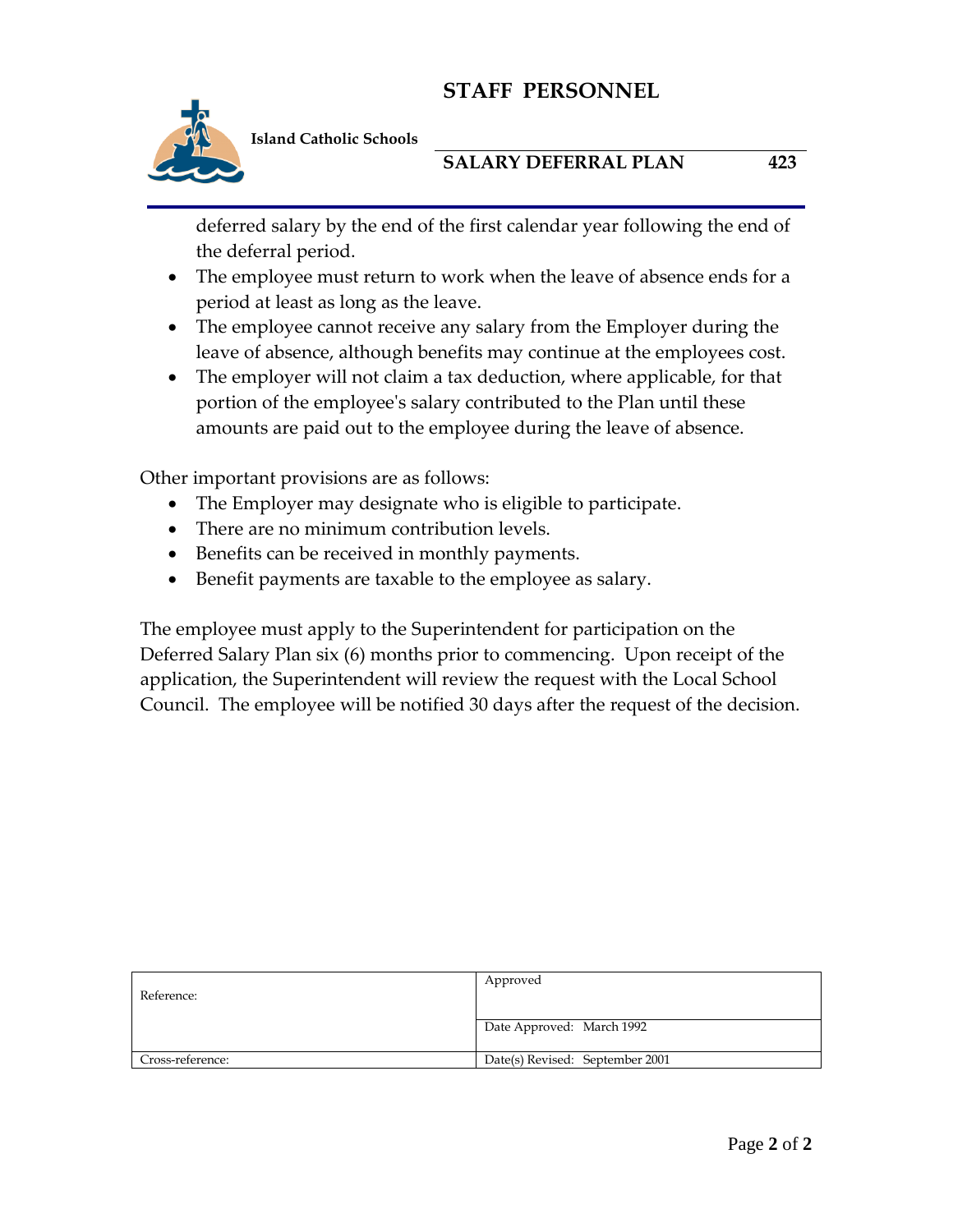deferred salary by the end of the first calendar year following the end of the deferral period.

- The employee must return to work when the leave of absence ends for a period at least as long as the leave.
- The employee cannot receive any salary from the Employer during the leave of absence, although benefits may continue at the employees cost.
- The employer will not claim a tax deduction, where applicable, for that portion of the employee's salary contributed to the Plan until these amounts are paid out to the employee during the leave of absence.

Other important provisions are as follows:

- The Employer may designate who is eligible to participate.
- There are no minimum contribution levels.
- Benefits can be received in monthly payments.
- Benefit payments are taxable to the employee as salary.

The employee must apply to the Superintendent for participation on the Deferred Salary Plan six (6) months prior to commencing. Upon receipt of the application, the Superintendent will review the request with the Local School Council. The employee will be notified 30 days after the request of the decision.

| | |
|---|---|
| Reference: | Approved |
| | Date Approved: March 1992 |
| Cross-reference: | Date(s) Revised: September 2001 |